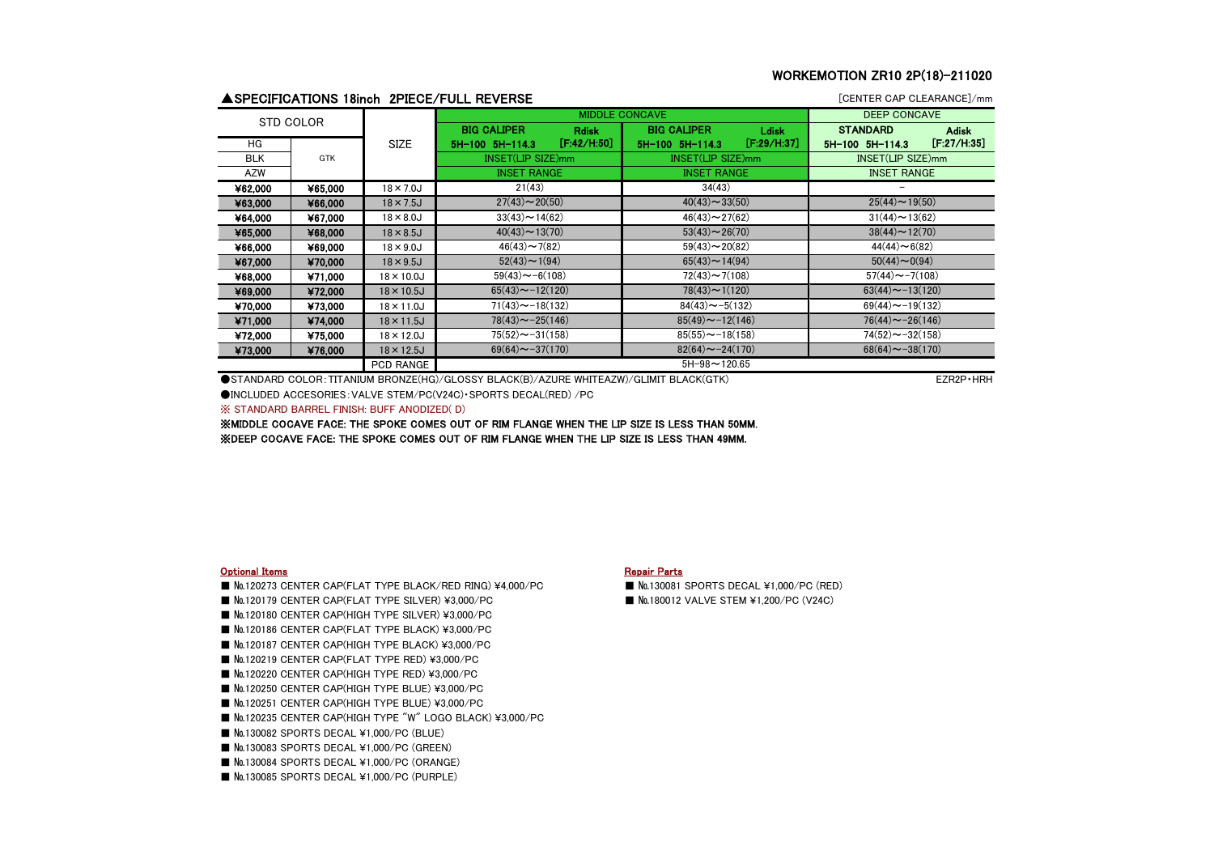# WORKEMOTION ZR10 2P(18)-211020

## ▲SPECIFICATIONS 18inch 2PIECE/FULL REVERSE

[CENTER CAP CLEARANCE]/mm

| STD COLOR | | SIZE | MIDDLE CONCAVE | | DEEP CONCAVE |
|---|---|---|---|---|---|
| | | | BIG CALIPER Rdisk 5H-100 5H-114.3 [F:42/H:50] | BIG CALIPER Ldisk 5H-100 5H-114.3 [F:29/H:37] | STANDARD Adisk 5H-100 5H-114.3 [F:27/H:35] |
| HG | GTK | | INSET(LIP SIZE)mm | INSET(LIP SIZE)mm | INSET(LIP SIZE)mm |
| BLK | | | INSET RANGE | INSET RANGE | INSET RANGE |
| AZW | | | | | |
| ¥62,000 | ¥65,000 | 18×7.0J | 21(43) | 34(43) | – |
| ¥63,000 | ¥66,000 | 18×7.5J | 27(43)～20(50) | 40(43)～33(50) | 25(44)～19(50) |
| ¥64,000 | ¥67,000 | 18×8.0J | 33(43)～14(62) | 46(43)～27(62) | 31(44)～13(62) |
| ¥65,000 | ¥68,000 | 18×8.5J | 40(43)～13(70) | 53(43)～26(70) | 38(44)～12(70) |
| ¥66,000 | ¥69,000 | 18×9.0J | 46(43)～7(82) | 59(43)～20(82) | 44(44)～6(82) |
| ¥67,000 | ¥70,000 | 18×9.5J | 52(43)～1(94) | 65(43)～14(94) | 50(44)～0(94) |
| ¥68,000 | ¥71,000 | 18×10.0J | 59(43)～-6(108) | 72(43)～7(108) | 57(44)～-7(108) |
| ¥69,000 | ¥72,000 | 18×10.5J | 65(43)～-12(120) | 78(43)～1(120) | 63(44)～-13(120) |
| ¥70,000 | ¥73,000 | 18×11.0J | 71(43)～-18(132) | 84(43)～-5(132) | 69(44)～-19(132) |
| ¥71,000 | ¥74,000 | 18×11.5J | 78(43)～-25(146) | 85(49)～-12(146) | 76(44)～-26(146) |
| ¥72,000 | ¥75,000 | 18×12.0J | 75(52)～-31(158) | 85(55)～-18(158) | 74(52)～-32(158) |
| ¥73,000 | ¥76,000 | 18×12.5J | 69(64)～-37(170) | 82(64)～-24(170) | 68(64)～-38(170) |
| | | PCD RANGE | 5H-98～120.65 | | |

●STANDARD COLOR：TITANIUM BRONZE(HG)/GLOSSY BLACK(B)/AZURE WHITEAZW)/GLIMIT BLACK(GTK)

EZR2P・HRH

●INCLUDED ACCESORIES：VALVE STEM/PC(V24C)・SPORTS DECAL(RED) /PC

※ STANDARD BARREL FINISH: BUFF ANODIZED( D)

**※MIDDLE COCAVE FACE: THE SPOKE COMES OUT OF RIM FLANGE WHEN THE LIP SIZE IS LESS THAN 50MM.**

**※DEEP COCAVE FACE: THE SPOKE COMES OUT OF RIM FLANGE WHEN THE LIP SIZE IS LESS THAN 49MM.**

**Optional Items**

- ■ №120273 CENTER CAP(FLAT TYPE BLACK/RED RING) ¥4,000/PC
- ■ №120179 CENTER CAP(FLAT TYPE SILVER) ¥3,000/PC
- ■ №120180 CENTER CAP(HIGH TYPE SILVER) ¥3,000/PC
- ■ №120186 CENTER CAP(FLAT TYPE BLACK) ¥3,000/PC
- ■ №120187 CENTER CAP(HIGH TYPE BLACK) ¥3,000/PC
- ■ №120219 CENTER CAP(FLAT TYPE RED) ¥3,000/PC
- ■ №120220 CENTER CAP(HIGH TYPE RED) ¥3,000/PC
- ■ №120250 CENTER CAP(HIGH TYPE BLUE) ¥3,000/PC
- ■ №120251 CENTER CAP(HIGH TYPE BLUE) ¥3,000/PC
- ■ №120235 CENTER CAP(HIGH TYPE "W" LOGO BLACK) ¥3,000/PC
- ■ №130082 SPORTS DECAL ¥1,000/PC (BLUE)
- ■ №130083 SPORTS DECAL ¥1,000/PC (GREEN)
- ■ №130084 SPORTS DECAL ¥1,000/PC (ORANGE)
- ■ №130085 SPORTS DECAL ¥1,000/PC (PURPLE)

**Repair Parts**

- ■ №130081 SPORTS DECAL ¥1,000/PC (RED)
- ■ №180012 VALVE STEM ¥1,200/PC (V24C)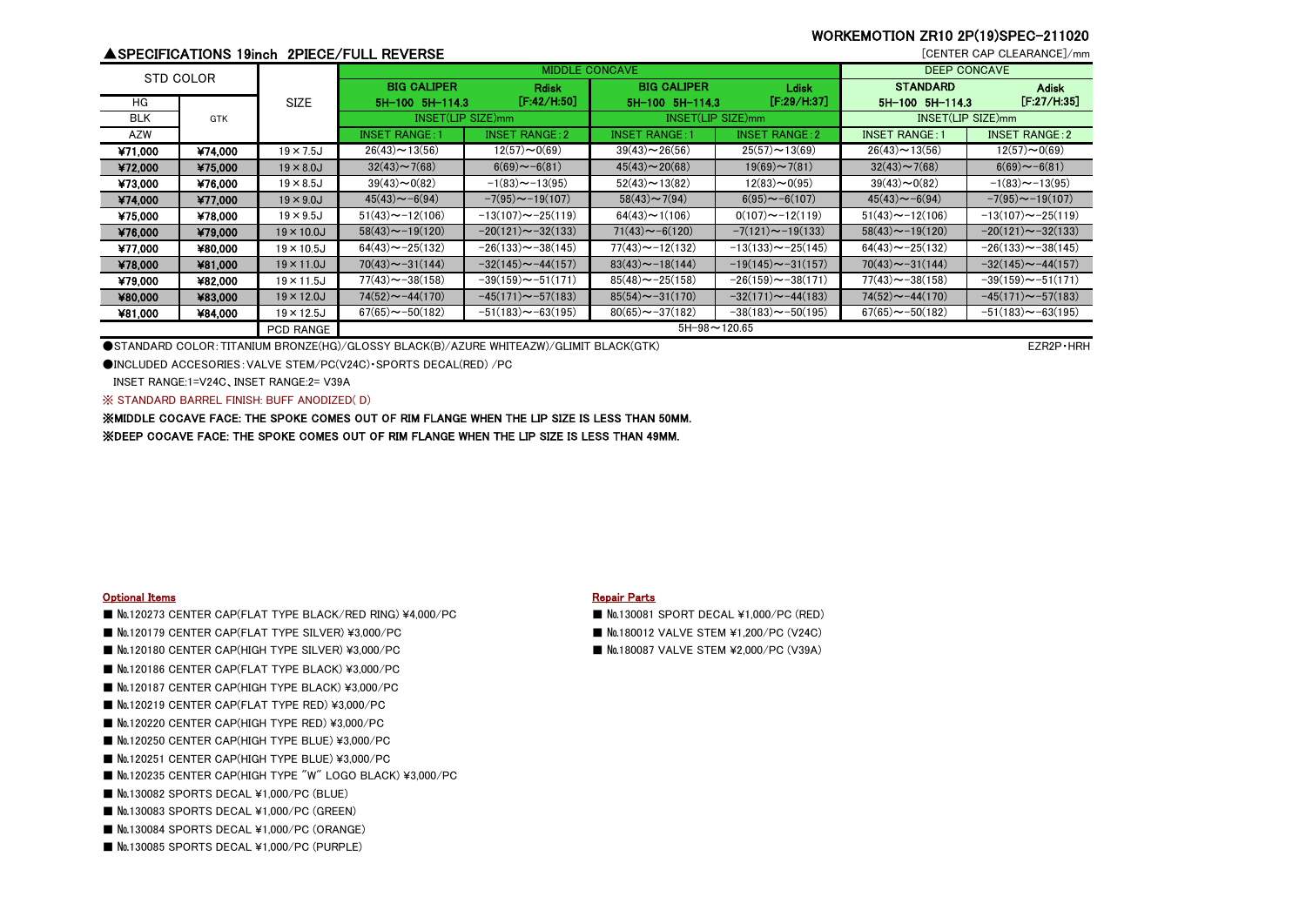WORKEMOTION ZR10 2P(19)SPEC-211020

## ▲SPECIFICATIONS 19inch 2PIECE/FULL REVERSE

[CENTER CAP CLEARANCE]/mm

| STD COLOR | | SIZE | MIDDLE CONCAVE | | | | DEEP CONCAVE | |
|---|---|---|---|---|---|---|---|---|
| | | | BIG CALIPER 5H-100 5H-114.3 | Rdisk [F:42/H:50] | BIG CALIPER 5H-100 5H-114.3 | Ldisk [F:29/H:37] | STANDARD 5H-100 5H-114.3 | Adisk [F:27/H:35] |
| HG | | | INSET(LIP SIZE)mm | | INSET(LIP SIZE)mm | | INSET(LIP SIZE)mm | |
| BLK | GTK | | | | | | | |
| AZW | | | INSET RANGE:1 | INSET RANGE:2 | INSET RANGE:1 | INSET RANGE:2 | INSET RANGE:1 | INSET RANGE:2 |
| ¥71,000 | ¥74,000 | 19×7.5J | 26(43)～13(56) | 12(57)～0(69) | 39(43)～26(56) | 25(57)～13(69) | 26(43)～13(56) | 12(57)～0(69) |
| ¥72,000 | ¥75,000 | 19×8.0J | 32(43)～7(68) | 6(69)～-6(81) | 45(43)～20(68) | 19(69)～7(81) | 32(43)～7(68) | 6(69)～-6(81) |
| ¥73,000 | ¥76,000 | 19×8.5J | 39(43)～0(82) | -1(83)～-13(95) | 52(43)～13(82) | 12(83)～0(95) | 39(43)～0(82) | -1(83)～-13(95) |
| ¥74,000 | ¥77,000 | 19×9.0J | 45(43)～-6(94) | -7(95)～-19(107) | 58(43)～7(94) | 6(95)～-6(107) | 45(43)～-6(94) | -7(95)～-19(107) |
| ¥75,000 | ¥78,000 | 19×9.5J | 51(43)～-12(106) | -13(107)～-25(119) | 64(43)～1(106) | 0(107)～-12(119) | 51(43)～-12(106) | -13(107)～-25(119) |
| ¥76,000 | ¥79,000 | 19×10.0J | 58(43)～-19(120) | -20(121)～-32(133) | 71(43)～-6(120) | -7(121)～-19(133) | 58(43)～-19(120) | -20(121)～-32(133) |
| ¥77,000 | ¥80,000 | 19×10.5J | 64(43)～-25(132) | -26(133)～-38(145) | 77(43)～-12(132) | -13(133)～-25(145) | 64(43)～-25(132) | -26(133)～-38(145) |
| ¥78,000 | ¥81,000 | 19×11.0J | 70(43)～-31(144) | -32(145)～-44(157) | 83(43)～-18(144) | -19(145)～-31(157) | 70(43)～-31(144) | -32(145)～-44(157) |
| ¥79,000 | ¥82,000 | 19×11.5J | 77(43)～-38(158) | -39(159)～-51(171) | 85(48)～-25(158) | -26(159)～-38(171) | 77(43)～-38(158) | -39(159)～-51(171) |
| ¥80,000 | ¥83,000 | 19×12.0J | 74(52)～-44(170) | -45(171)～-57(183) | 85(54)～-31(170) | -32(171)～-44(183) | 74(52)～-44(170) | -45(171)～-57(183) |
| ¥81,000 | ¥84,000 | 19×12.5J | 67(65)～-50(182) | -51(183)～-63(195) | 80(65)～-37(182) | -38(183)～-50(195) | 67(65)～-50(182) | -51(183)～-63(195) |
| | | PCD RANGE | 5H-98～120.65 | | | | | |

●STANDARD COLOR: TITANIUM BRONZE(HG)/GLOSSY BLACK(B)/AZURE WHITEAZW)/GLIMIT BLACK(GTK)

EZR2P・HRH

●INCLUDED ACCESORIES: VALVE STEM/PC(V24C)・SPORTS DECAL(RED) /PC

INSET RANGE:1=V24C、INSET RANGE:2= V39A

※ STANDARD BARREL FINISH: BUFF ANODIZED( D)

**※MIDDLE COCAVE FACE: THE SPOKE COMES OUT OF RIM FLANGE WHEN THE LIP SIZE IS LESS THAN 50MM.**

**※DEEP COCAVE FACE: THE SPOKE COMES OUT OF RIM FLANGE WHEN THE LIP SIZE IS LESS THAN 49MM.**

### Optional Items

- ■ №.120273 CENTER CAP(FLAT TYPE BLACK/RED RING) ¥4,000/PC
- ■ №.120179 CENTER CAP(FLAT TYPE SILVER) ¥3,000/PC
- ■ №.120180 CENTER CAP(HIGH TYPE SILVER) ¥3,000/PC
- ■ №.120186 CENTER CAP(FLAT TYPE BLACK) ¥3,000/PC
- ■ №.120187 CENTER CAP(HIGH TYPE BLACK) ¥3,000/PC
- ■ №.120219 CENTER CAP(FLAT TYPE RED) ¥3,000/PC
- ■ №.120220 CENTER CAP(HIGH TYPE RED) ¥3,000/PC
- ■ №.120250 CENTER CAP(HIGH TYPE BLUE) ¥3,000/PC
- ■ №.120251 CENTER CAP(HIGH TYPE BLUE) ¥3,000/PC
- ■ №.120235 CENTER CAP(HIGH TYPE "W" LOGO BLACK) ¥3,000/PC
- ■ №.130082 SPORTS DECAL ¥1,000/PC (BLUE)
- ■ №.130083 SPORTS DECAL ¥1,000/PC (GREEN)
- ■ №.130084 SPORTS DECAL ¥1,000/PC (ORANGE)
- ■ №.130085 SPORTS DECAL ¥1,000/PC (PURPLE)

### Repair Parts

- ■ №.130081 SPORT DECAL ¥1,000/PC (RED)
- ■ №.180012 VALVE STEM ¥1,200/PC (V24C)
- ■ №.180087 VALVE STEM ¥2,000/PC (V39A)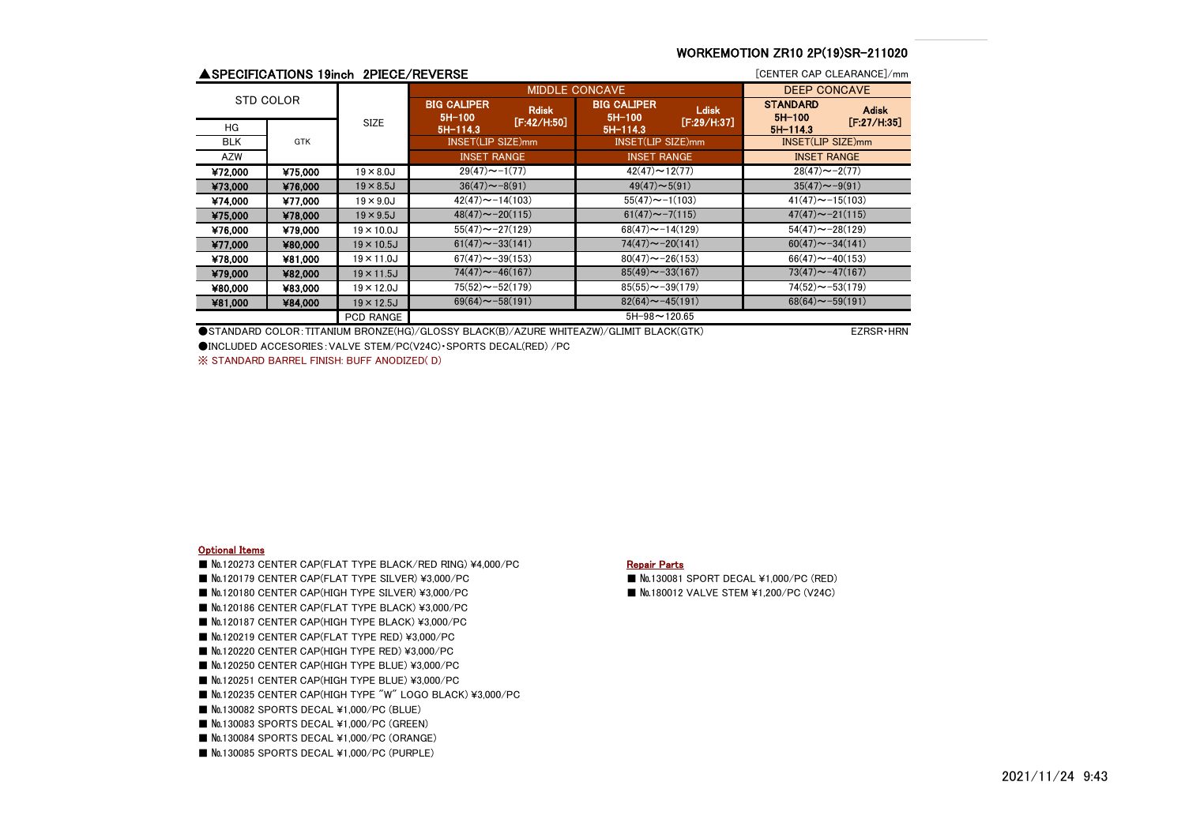WORKEMOTION ZR10 2P(19)SR-211020

## ▲SPECIFICATIONS 19inch 2PIECE/REVERSE

[CENTER CAP CLEARANCE]/mm

| STD COLOR | | SIZE | MIDDLE CONCAVE | | DEEP CONCAVE |
|---|---|---|---|---|---|
| | | | BIG CALIPER 5H-100 5H-114.3 Rdisk [F:42/H:50] | BIG CALIPER 5H-100 5H-114.3 Ldisk [F:29/H:37] | STANDARD 5H-100 5H-114.3 Adisk [F:27/H:35] |
| HG | GTK | | INSET(LIP SIZE)mm | INSET(LIP SIZE)mm | INSET(LIP SIZE)mm |
| BLK | | | INSET RANGE | INSET RANGE | INSET RANGE |
| AZW | | | | | |
| ¥72,000 | ¥75,000 | 19×8.0J | 29(47)〜-1(77) | 42(47)〜12(77) | 28(47)〜-2(77) |
| ¥73,000 | ¥76,000 | 19×8.5J | 36(47)〜-8(91) | 49(47)〜5(91) | 35(47)〜-9(91) |
| ¥74,000 | ¥77,000 | 19×9.0J | 42(47)〜-14(103) | 55(47)〜-1(103) | 41(47)〜-15(103) |
| ¥75,000 | ¥78,000 | 19×9.5J | 48(47)〜-20(115) | 61(47)〜-7(115) | 47(47)〜-21(115) |
| ¥76,000 | ¥79,000 | 19×10.0J | 55(47)〜-27(129) | 68(47)〜-14(129) | 54(47)〜-28(129) |
| ¥77,000 | ¥80,000 | 19×10.5J | 61(47)〜-33(141) | 74(47)〜-20(141) | 60(47)〜-34(141) |
| ¥78,000 | ¥81,000 | 19×11.0J | 67(47)〜-39(153) | 80(47)〜-26(153) | 66(47)〜-40(153) |
| ¥79,000 | ¥82,000 | 19×11.5J | 74(47)〜-46(167) | 85(49)〜-33(167) | 73(47)〜-47(167) |
| ¥80,000 | ¥83,000 | 19×12.0J | 75(52)〜-52(179) | 85(55)〜-39(179) | 74(52)〜-53(179) |
| ¥81,000 | ¥84,000 | 19×12.5J | 69(64)〜-58(191) | 82(64)〜-45(191) | 68(64)〜-59(191) |
| | | PCD RANGE | 5H-98〜120.65 | | |

●STANDARD COLOR：TITANIUM BRONZE(HG)/GLOSSY BLACK(B)/AZURE WHITEAZW)/GLIMIT BLACK(GTK) EZRSR・HRN

●INCLUDED ACCESORIES：VALVE STEM/PC(V24C)・SPORTS DECAL(RED) /PC

※ STANDARD BARREL FINISH: BUFF ANODIZED( D)

**Optional Items**

- ■ №.120273 CENTER CAP(FLAT TYPE BLACK/RED RING) ¥4,000/PC
- ■ №.120179 CENTER CAP(FLAT TYPE SILVER) ¥3,000/PC
- ■ №.120180 CENTER CAP(HIGH TYPE SILVER) ¥3,000/PC
- ■ №.120186 CENTER CAP(FLAT TYPE BLACK) ¥3,000/PC
- ■ №.120187 CENTER CAP(HIGH TYPE BLACK) ¥3,000/PC
- ■ №.120219 CENTER CAP(FLAT TYPE RED) ¥3,000/PC
- ■ №.120220 CENTER CAP(HIGH TYPE RED) ¥3,000/PC
- ■ №.120250 CENTER CAP(HIGH TYPE BLUE) ¥3,000/PC
- ■ №.120251 CENTER CAP(HIGH TYPE BLUE) ¥3,000/PC
- ■ №.120235 CENTER CAP(HIGH TYPE "W" LOGO BLACK) ¥3,000/PC
- ■ №.130082 SPORTS DECAL ¥1,000/PC (BLUE)
- ■ №.130083 SPORTS DECAL ¥1,000/PC (GREEN)
- ■ №.130084 SPORTS DECAL ¥1,000/PC (ORANGE)
- ■ №.130085 SPORTS DECAL ¥1,000/PC (PURPLE)

**Repair Parts**

- ■ №.130081 SPORT DECAL ¥1,000/PC (RED)
- ■ №.180012 VALVE STEM ¥1,200/PC (V24C)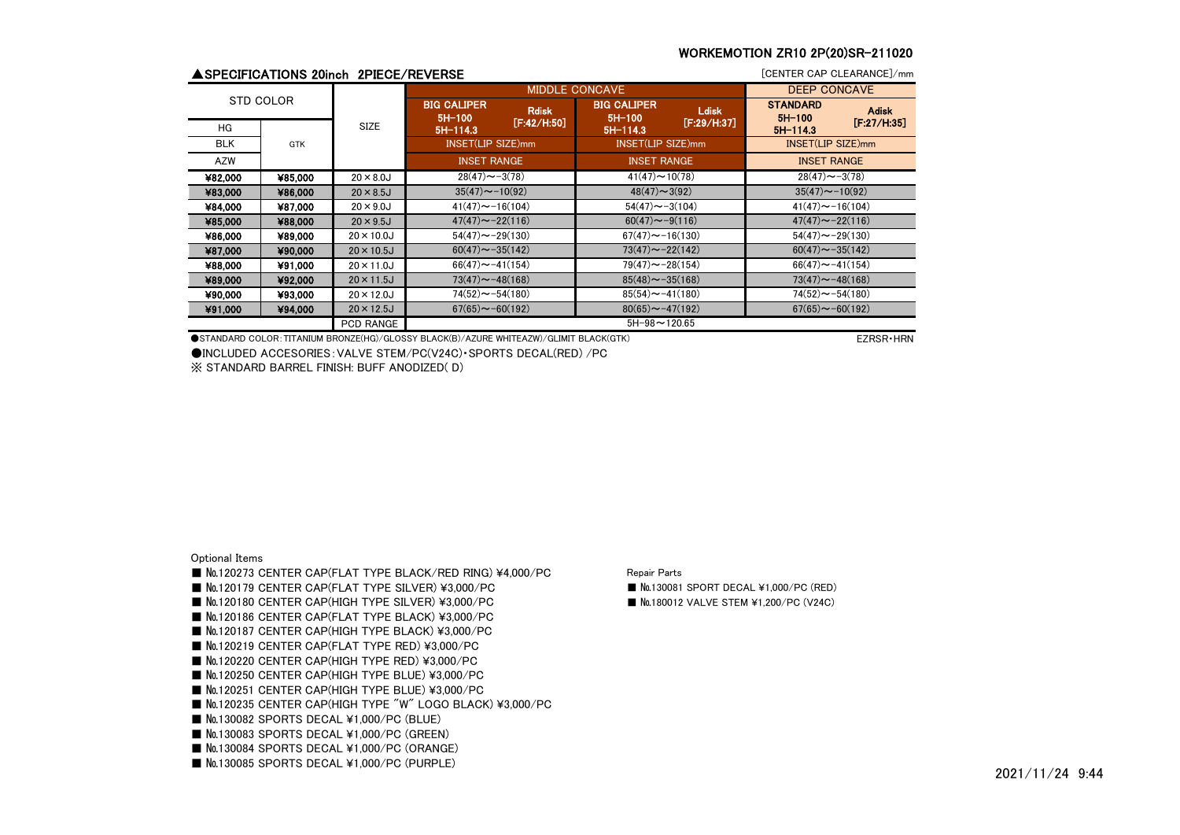WORKEMOTION ZR10 2P(20)SR-211020

## ▲SPECIFICATIONS 20inch 2PIECE/REVERSE

[CENTER CAP CLEARANCE]/mm

| STD COLOR | | SIZE | MIDDLE CONCAVE | | DEEP CONCAVE |
|---|---|---|---|---|---|
| | | | BIG CALIPER 5H-100 5H-114.3 Rdisk [F:42/H:50] | BIG CALIPER 5H-100 5H-114.3 Ldisk [F:29/H:37] | STANDARD 5H-100 5H-114.3 Adisk [F:27/H:35] |
| HG | GTK | | INSET(LIP SIZE)mm | INSET(LIP SIZE)mm | INSET(LIP SIZE)mm |
| BLK | | | INSET RANGE | INSET RANGE | INSET RANGE |
| AZW | | | | | |
| ¥82,000 | ¥85,000 | 20×8.0J | 28(47)〜-3(78) | 41(47)〜10(78) | 28(47)〜-3(78) |
| ¥83,000 | ¥86,000 | 20×8.5J | 35(47)〜-10(92) | 48(47)〜3(92) | 35(47)〜-10(92) |
| ¥84,000 | ¥87,000 | 20×9.0J | 41(47)〜-16(104) | 54(47)〜-3(104) | 41(47)〜-16(104) |
| ¥85,000 | ¥88,000 | 20×9.5J | 47(47)〜-22(116) | 60(47)〜-9(116) | 47(47)〜-22(116) |
| ¥86,000 | ¥89,000 | 20×10.0J | 54(47)〜-29(130) | 67(47)〜-16(130) | 54(47)〜-29(130) |
| ¥87,000 | ¥90,000 | 20×10.5J | 60(47)〜-35(142) | 73(47)〜-22(142) | 60(47)〜-35(142) |
| ¥88,000 | ¥91,000 | 20×11.0J | 66(47)〜-41(154) | 79(47)〜-28(154) | 66(47)〜-41(154) |
| ¥89,000 | ¥92,000 | 20×11.5J | 73(47)〜-48(168) | 85(48)〜-35(168) | 73(47)〜-48(168) |
| ¥90,000 | ¥93,000 | 20×12.0J | 74(52)〜-54(180) | 85(54)〜-41(180) | 74(52)〜-54(180) |
| ¥91,000 | ¥94,000 | 20×12.5J | 67(65)〜-60(192) | 80(65)〜-47(192) | 67(65)〜-60(192) |
| | | PCD RANGE | 5H-98〜120.65 | | |

●STANDARD COLOR: TITANIUM BRONZE(HG)/GLOSSY BLACK(B)/AZURE WHITEAZW)/GLIMIT BLACK(GTK)

EZRSR･HRN

●INCLUDED ACCESORIES: VALVE STEM/PC(V24C)･SPORTS DECAL(RED) /PC

※ STANDARD BARREL FINISH: BUFF ANODIZED( D)

Optional Items

- ■ №120273 CENTER CAP(FLAT TYPE BLACK/RED RING) ¥4,000/PC
- ■ №120179 CENTER CAP(FLAT TYPE SILVER) ¥3,000/PC
- ■ №120180 CENTER CAP(HIGH TYPE SILVER) ¥3,000/PC
- ■ №120186 CENTER CAP(FLAT TYPE BLACK) ¥3,000/PC
- ■ №120187 CENTER CAP(HIGH TYPE BLACK) ¥3,000/PC
- ■ №120219 CENTER CAP(FLAT TYPE RED) ¥3,000/PC
- ■ №120220 CENTER CAP(HIGH TYPE RED) ¥3,000/PC
- ■ №120250 CENTER CAP(HIGH TYPE BLUE) ¥3,000/PC
- ■ №120251 CENTER CAP(HIGH TYPE BLUE) ¥3,000/PC
- ■ №120235 CENTER CAP(HIGH TYPE "W" LOGO BLACK) ¥3,000/PC
- ■ №130082 SPORTS DECAL ¥1,000/PC (BLUE)
- ■ №130083 SPORTS DECAL ¥1,000/PC (GREEN)
- ■ №130084 SPORTS DECAL ¥1,000/PC (ORANGE)
- ■ №130085 SPORTS DECAL ¥1,000/PC (PURPLE)

Repair Parts

- ■ №130081 SPORT DECAL ¥1,000/PC (RED)
- ■ №180012 VALVE STEM ¥1,200/PC (V24C)

2021/11/24 9:44